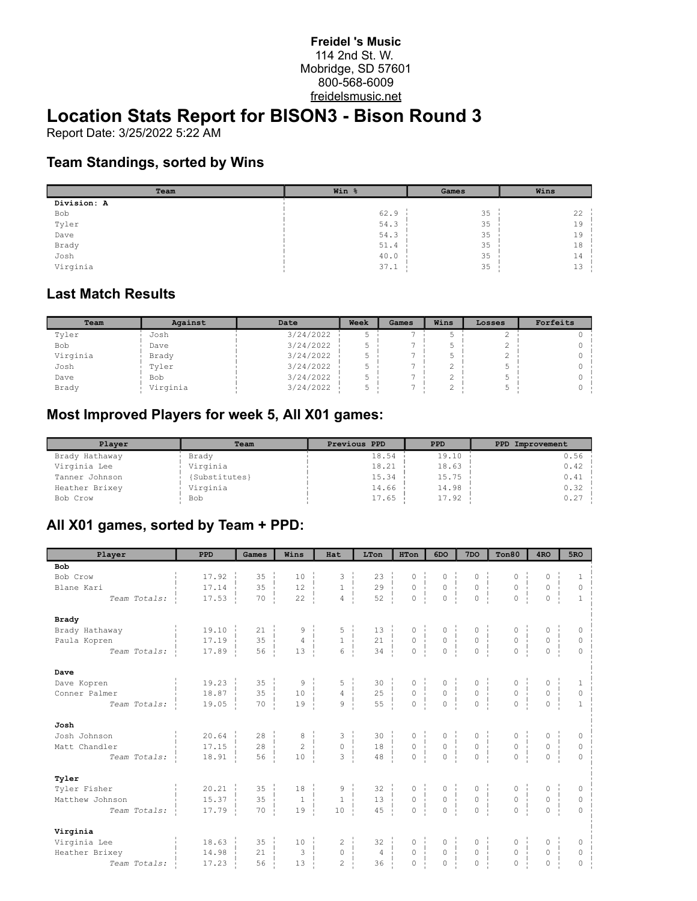**Freidel 's Music**
114 2nd St. W.
Mobridge, SD 57601
800-568-6009
freidelsmusic.net

# Location Stats Report for BISON3 - Bison Round 3

Report Date: 3/25/2022 5:22 AM

## Team Standings, sorted by Wins

| Team | Win % | Games | Wins |
|---|---|---|---|
| **Division: A** | | | |
| Bob | 62.9 | 35 | 22 |
| Tyler | 54.3 | 35 | 19 |
| Dave | 54.3 | 35 | 19 |
| Brady | 51.4 | 35 | 18 |
| Josh | 40.0 | 35 | 14 |
| Virginia | 37.1 | 35 | 13 |

## Last Match Results

| Team | Against | Date | Week | Games | Wins | Losses | Forfeits |
|---|---|---|---|---|---|---|---|
| Tyler | Josh | 3/24/2022 | 5 | 7 | 5 | 2 | 0 |
| Bob | Dave | 3/24/2022 | 5 | 7 | 5 | 2 | 0 |
| Virginia | Brady | 3/24/2022 | 5 | 7 | 5 | 2 | 0 |
| Josh | Tyler | 3/24/2022 | 5 | 7 | 2 | 5 | 0 |
| Dave | Bob | 3/24/2022 | 5 | 7 | 2 | 5 | 0 |
| Brady | Virginia | 3/24/2022 | 5 | 7 | 2 | 5 | 0 |

## Most Improved Players for week 5, All X01 games:

| Player | Team | Previous PPD | PPD | PPD Improvement |
|---|---|---|---|---|
| Brady Hathaway | Brady | 18.54 | 19.10 | 0.56 |
| Virginia Lee | Virginia | 18.21 | 18.63 | 0.42 |
| Tanner Johnson | {Substitutes} | 15.34 | 15.75 | 0.41 |
| Heather Brixey | Virginia | 14.66 | 14.98 | 0.32 |
| Bob Crow | Bob | 17.65 | 17.92 | 0.27 |

## All X01 games, sorted by Team + PPD:

| Player | PPD | Games | Wins | Hat | LTon | HTon | 6DO | 7DO | Ton80 | 4RO | 5RO |
|---|---|---|---|---|---|---|---|---|---|---|---|
| **Bob** | | | | | | | | | | | |
| Bob Crow | 17.92 | 35 | 10 | 3 | 23 | 0 | 0 | 0 | 0 | 0 | 1 |
| Blane Kari | 17.14 | 35 | 12 | 1 | 29 | 0 | 0 | 0 | 0 | 0 | 0 |
| *Team Totals:* | 17.53 | 70 | 22 | 4 | 52 | 0 | 0 | 0 | 0 | 0 | 1 |
| **Brady** | | | | | | | | | | | |
| Brady Hathaway | 19.10 | 21 | 9 | 5 | 13 | 0 | 0 | 0 | 0 | 0 | 0 |
| Paula Kopren | 17.19 | 35 | 4 | 1 | 21 | 0 | 0 | 0 | 0 | 0 | 0 |
| *Team Totals:* | 17.89 | 56 | 13 | 6 | 34 | 0 | 0 | 0 | 0 | 0 | 0 |
| **Dave** | | | | | | | | | | | |
| Dave Kopren | 19.23 | 35 | 9 | 5 | 30 | 0 | 0 | 0 | 0 | 0 | 1 |
| Conner Palmer | 18.87 | 35 | 10 | 4 | 25 | 0 | 0 | 0 | 0 | 0 | 0 |
| *Team Totals:* | 19.05 | 70 | 19 | 9 | 55 | 0 | 0 | 0 | 0 | 0 | 1 |
| **Josh** | | | | | | | | | | | |
| Josh Johnson | 20.64 | 28 | 8 | 3 | 30 | 0 | 0 | 0 | 0 | 0 | 0 |
| Matt Chandler | 17.15 | 28 | 2 | 0 | 18 | 0 | 0 | 0 | 0 | 0 | 0 |
| *Team Totals:* | 18.91 | 56 | 10 | 3 | 48 | 0 | 0 | 0 | 0 | 0 | 0 |
| **Tyler** | | | | | | | | | | | |
| Tyler Fisher | 20.21 | 35 | 18 | 9 | 32 | 0 | 0 | 0 | 0 | 0 | 0 |
| Matthew Johnson | 15.37 | 35 | 1 | 1 | 13 | 0 | 0 | 0 | 0 | 0 | 0 |
| *Team Totals:* | 17.79 | 70 | 19 | 10 | 45 | 0 | 0 | 0 | 0 | 0 | 0 |
| **Virginia** | | | | | | | | | | | |
| Virginia Lee | 18.63 | 35 | 10 | 2 | 32 | 0 | 0 | 0 | 0 | 0 | 0 |
| Heather Brixey | 14.98 | 21 | 3 | 0 | 4 | 0 | 0 | 0 | 0 | 0 | 0 |
| *Team Totals:* | 17.23 | 56 | 13 | 2 | 36 | 0 | 0 | 0 | 0 | 0 | 0 |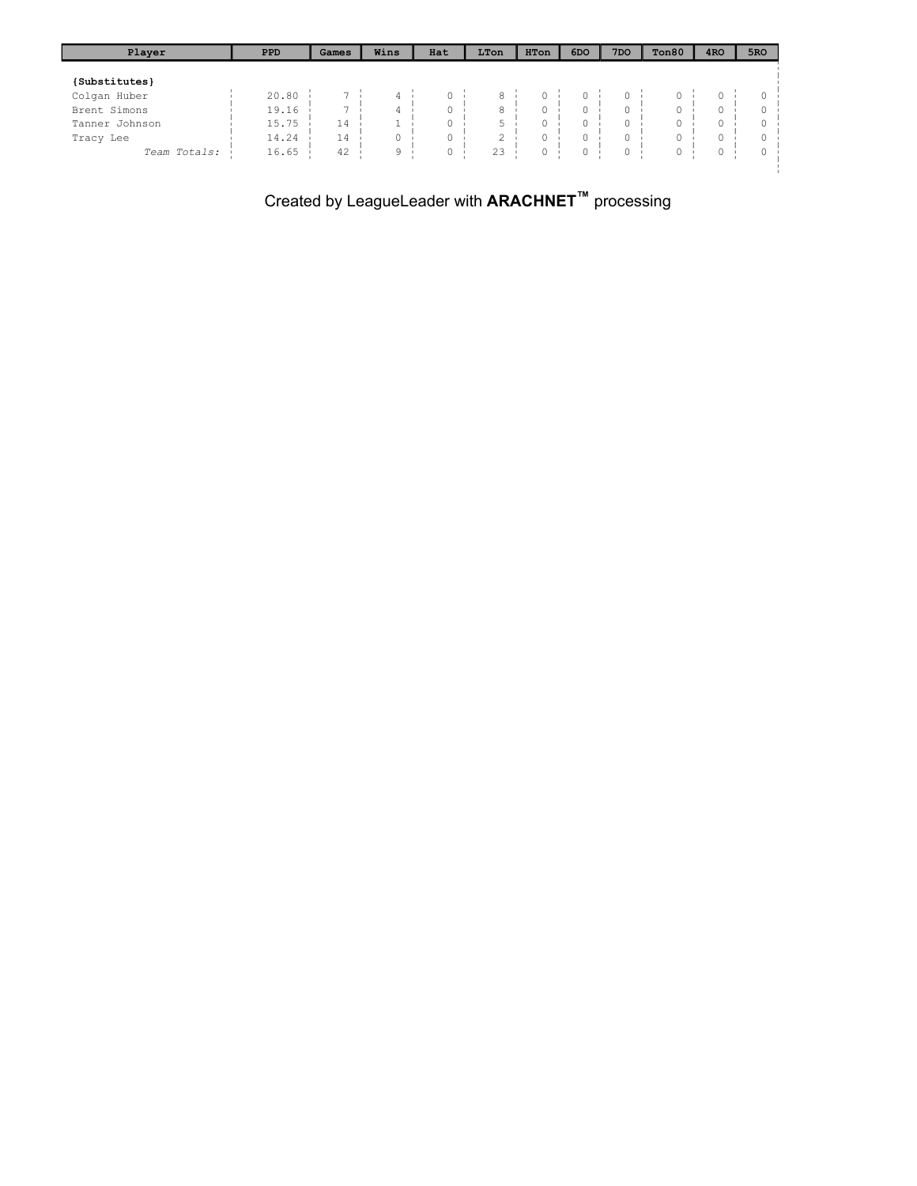| Player | PPD | Games | Wins | Hat | LTon | HTon | 6DO | 7DO | Ton80 | 4RO | 5RO |
|---|---|---|---|---|---|---|---|---|---|---|---|
| **{Substitutes}** | | | | | | | | | | | |
| Colgan Huber | 20.80 | 7 | 4 | 0 | 8 | 0 | 0 | 0 | 0 | 0 | 0 |
| Brent Simons | 19.16 | 7 | 4 | 0 | 8 | 0 | 0 | 0 | 0 | 0 | 0 |
| Tanner Johnson | 15.75 | 14 | 1 | 0 | 5 | 0 | 0 | 0 | 0 | 0 | 0 |
| Tracy Lee | 14.24 | 14 | 0 | 0 | 2 | 0 | 0 | 0 | 0 | 0 | 0 |
| *Team Totals:* | 16.65 | 42 | 9 | 0 | 23 | 0 | 0 | 0 | 0 | 0 | 0 |

Created by LeagueLeader with **ARACHNET™** processing